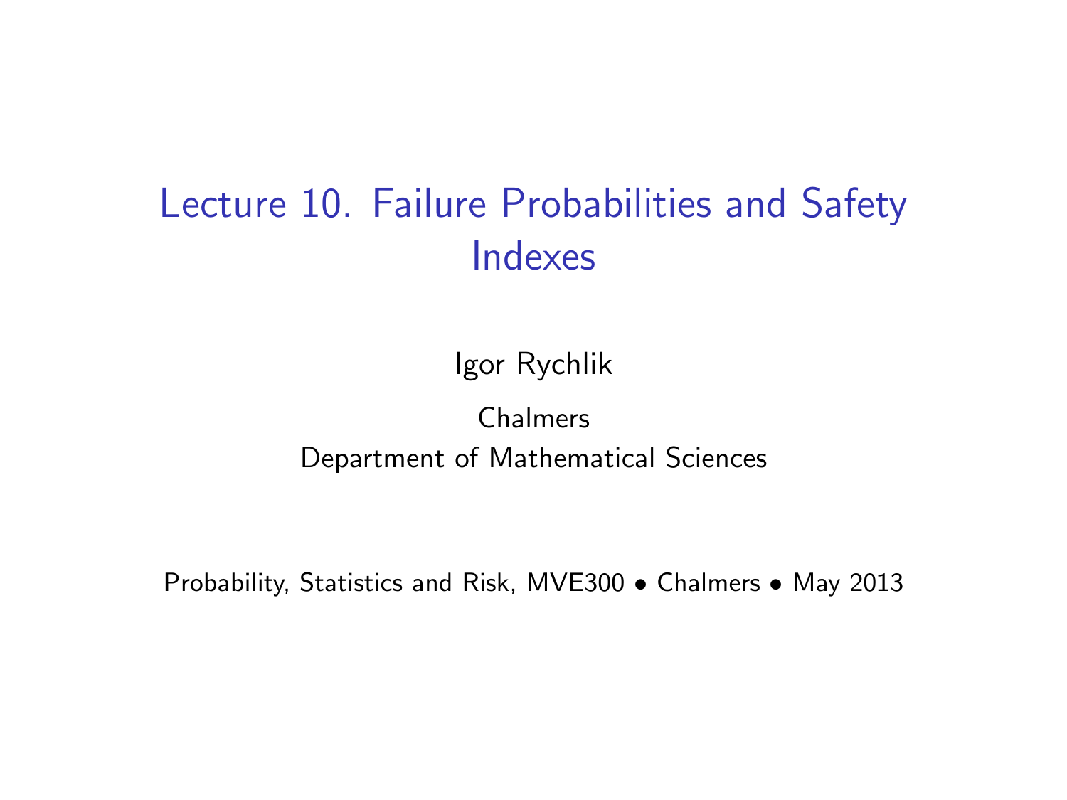# Lecture 10. Failure Probabilities and Safety Indexes

Igor Rychlik

Chalmers
Department of Mathematical Sciences

Probability, Statistics and Risk, MVE300 • Chalmers • May 2013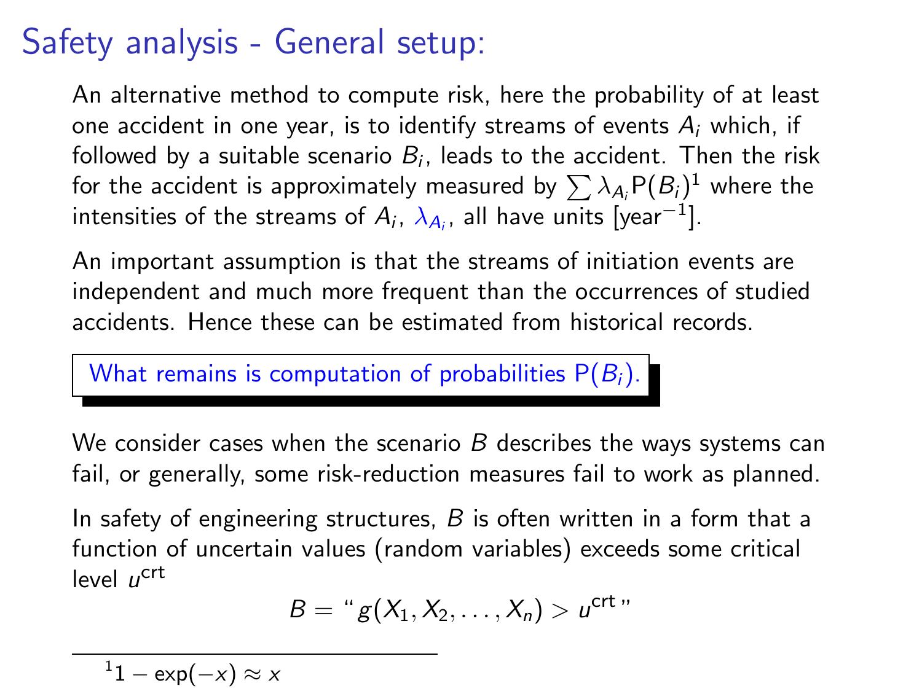# Safety analysis - General setup:

An alternative method to compute risk, here the probability of at least one accident in one year, is to identify streams of events $A_i$ which, if followed by a suitable scenario $B_i$, leads to the accident. Then the risk for the accident is approximately measured by $\sum \lambda_{A_i} \mathrm{P}(B_i)$[1] where the intensities of the streams of $A_i$, $\lambda_{A_i}$, all have units [year$^{-1}$].

An important assumption is that the streams of initiation events are independent and much more frequent than the occurrences of studied accidents. Hence these can be estimated from historical records.

> What remains is computation of probabilities $\mathrm{P}(B_i)$.

We consider cases when the scenario $B$ describes the ways systems can fail, or generally, some risk-reduction measures fail to work as planned.

In safety of engineering structures, $B$ is often written in a form that a function of uncertain values (random variables) exceeds some critical level $u^{\mathrm{crt}}$

$$B = \text{“} g(X_1, X_2, \ldots, X_n) > u^{\mathrm{crt}} \text{”}$$

---

[1] $1 - \exp(-x) \approx x$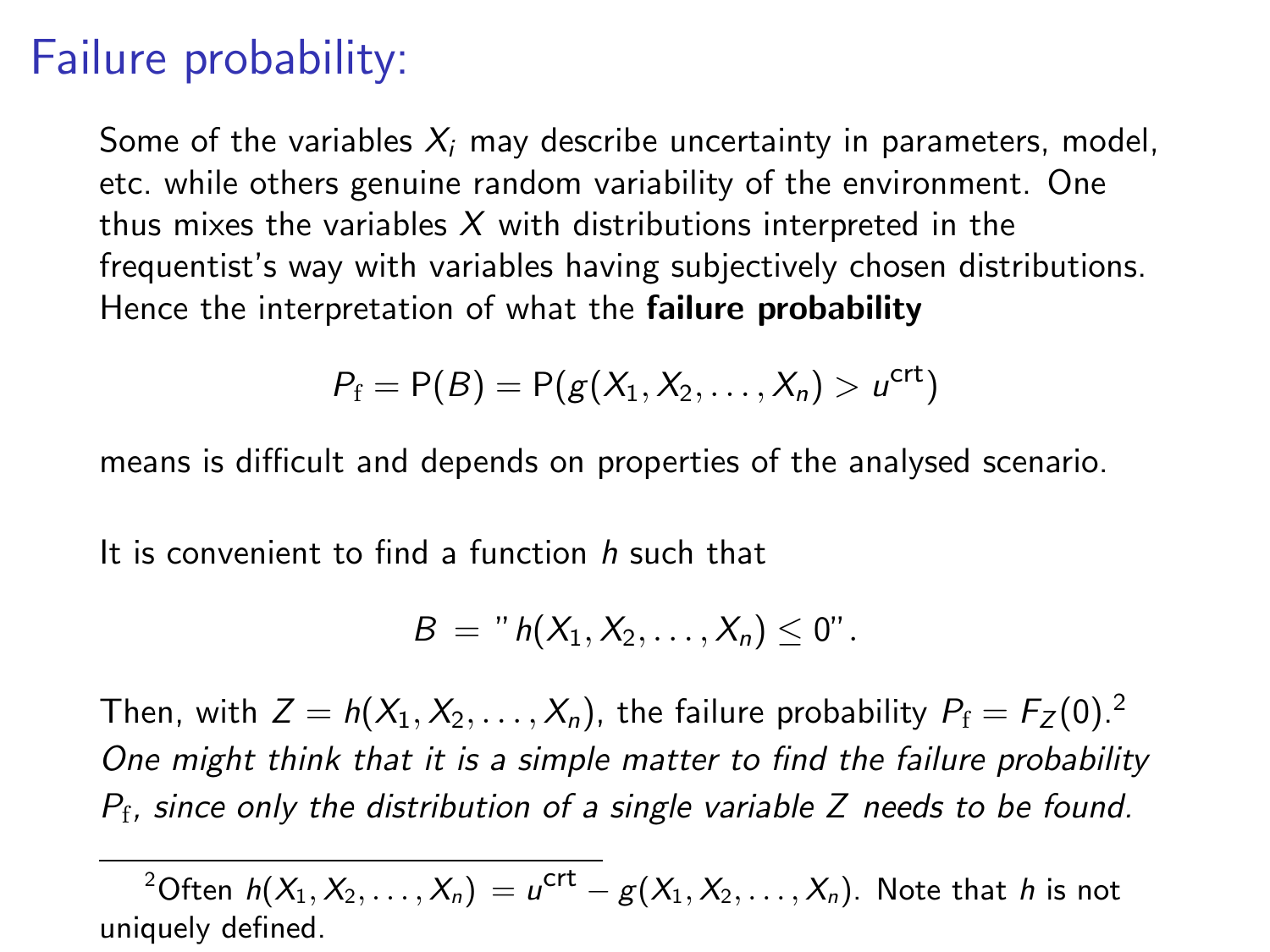# Failure probability:

Some of the variables $X_i$ may describe uncertainty in parameters, model, etc. while others genuine random variability of the environment. One thus mixes the variables $X$ with distributions interpreted in the frequentist's way with variables having subjectively chosen distributions. Hence the interpretation of what the **failure probability**

$$P_{\mathrm{f}} = \mathsf{P}(B) = \mathsf{P}(g(X_1, X_2, \ldots, X_n) > u^{\mathsf{crt}})$$

means is difficult and depends on properties of the analysed scenario.

It is convenient to find a function $h$ such that

$$B \;=\; "\,h(X_1, X_2, \ldots, X_n) \leq 0".$$

Then, with $Z = h(X_1, X_2, \ldots, X_n)$, the failure probability $P_{\mathrm{f}} = F_Z(0)$.[2] *One might think that it is a simple matter to find the failure probability $P_{\mathrm{f}}$, since only the distribution of a single variable $Z$ needs to be found.*

[2] Often $h(X_1, X_2, \ldots, X_n) = u^{\mathsf{crt}} - g(X_1, X_2, \ldots, X_n)$. Note that $h$ is not uniquely defined.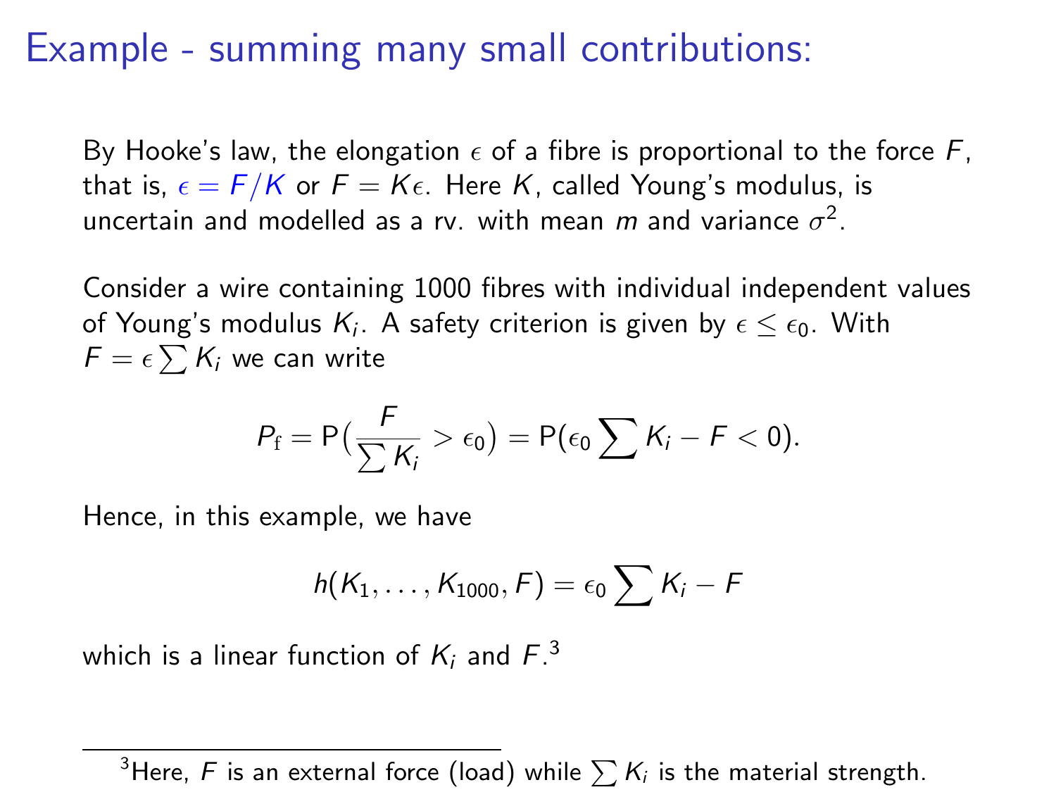# Example - summing many small contributions:

By Hooke's law, the elongation $\epsilon$ of a fibre is proportional to the force $F$, that is, $\epsilon = F/K$ or $F = K\epsilon$. Here $K$, called Young's modulus, is uncertain and modelled as a rv. with mean $m$ and variance $\sigma^2$.

Consider a wire containing 1000 fibres with individual independent values of Young's modulus $K_i$. A safety criterion is given by $\epsilon \leq \epsilon_0$. With $F = \epsilon \sum K_i$ we can write

$$P_{\rm f} = \mathsf{P}\big(\frac{F}{\sum K_i} > \epsilon_0\big) = \mathsf{P}(\epsilon_0 \sum K_i - F < 0).$$

Hence, in this example, we have

$$h(K_1, \ldots, K_{1000}, F) = \epsilon_0 \sum K_i - F$$

which is a linear function of $K_i$ and $F$.[3]

[3] Here, $F$ is an external force (load) while $\sum K_i$ is the material strength.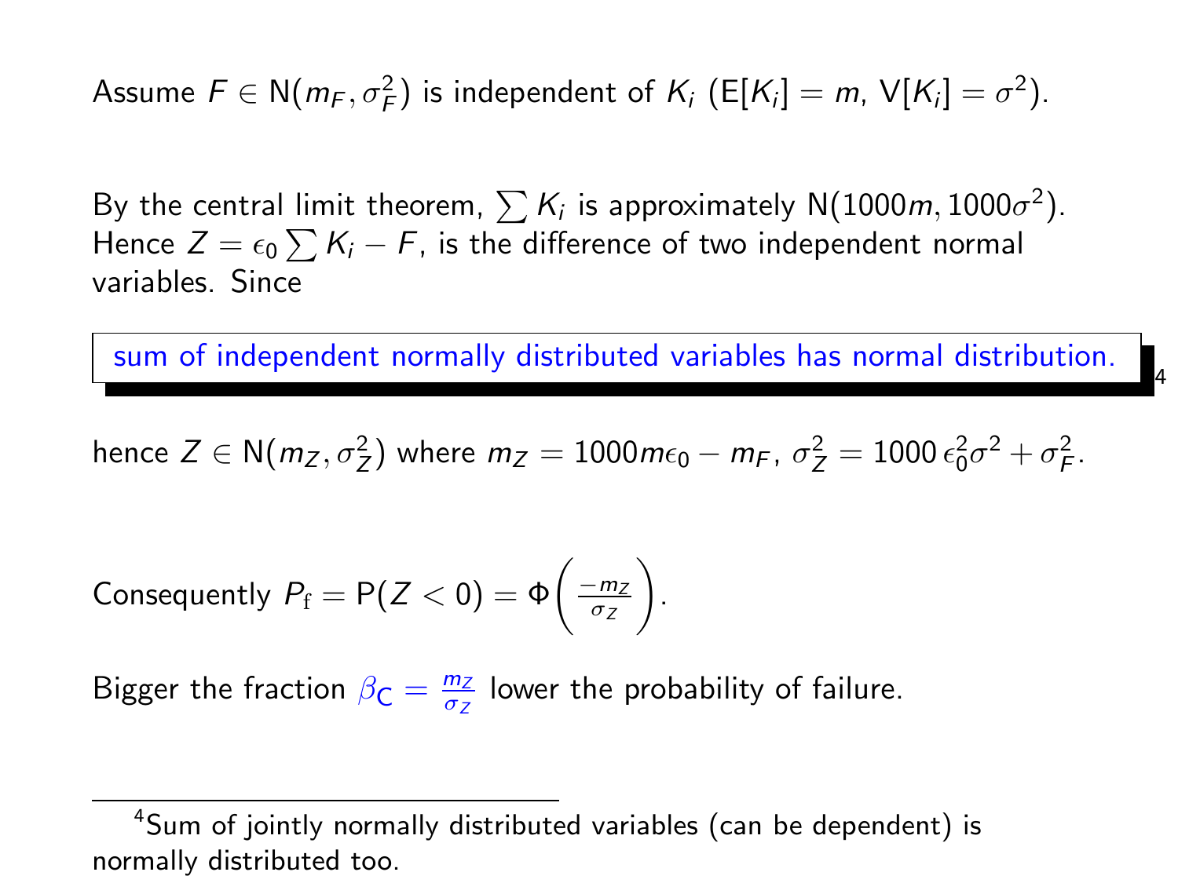Assume $F \in \mathsf{N}(m_F, \sigma_F^2)$ is independent of $K_i$ ($\mathsf{E}[K_i] = m$, $\mathsf{V}[K_i] = \sigma^2$).

By the central limit theorem, $\sum K_i$ is approximately $\mathsf{N}(1000m, 1000\sigma^2)$. Hence $Z = \epsilon_0 \sum K_i - F$, is the difference of two independent normal variables. Since

> sum of independent normally distributed variables has normal distribution.[4]

hence $Z \in \mathsf{N}(m_Z, \sigma_Z^2)$ where $m_Z = 1000m\epsilon_0 - m_F$, $\sigma_Z^2 = 1000\,\epsilon_0^2\sigma^2 + \sigma_F^2$.

Consequently $P_{\mathrm{f}} = \mathsf{P}(Z < 0) = \Phi\left(\frac{-m_Z}{\sigma_Z}\right)$.

Bigger the fraction $\beta_{\mathsf{C}} = \frac{m_Z}{\sigma_Z}$ lower the probability of failure.

---

[4] Sum of jointly normally distributed variables (can be dependent) is normally distributed too.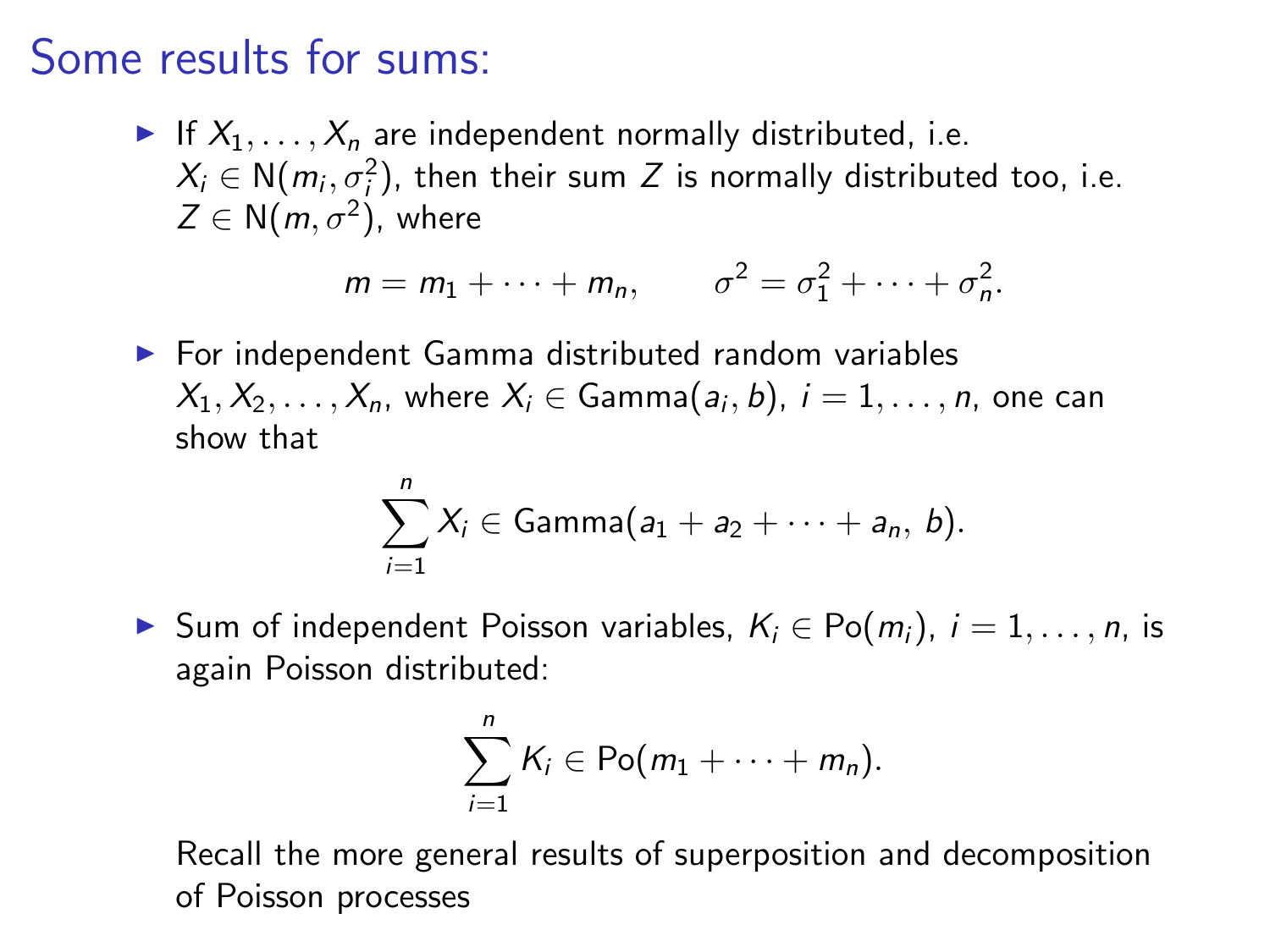# Some results for sums:

- If $X_1, \ldots, X_n$ are independent normally distributed, i.e. $X_i \in \mathrm{N}(m_i, \sigma_i^2)$, then their sum $Z$ is normally distributed too, i.e. $Z \in \mathrm{N}(m, \sigma^2)$, where

$$m = m_1 + \cdots + m_n, \qquad \sigma^2 = \sigma_1^2 + \cdots + \sigma_n^2.$$

- For independent Gamma distributed random variables $X_1, X_2, \ldots, X_n$, where $X_i \in \mathrm{Gamma}(a_i, b)$, $i = 1, \ldots, n$, one can show that

$$\sum_{i=1}^{n} X_i \in \mathrm{Gamma}(a_1 + a_2 + \cdots + a_n,\ b).$$

- Sum of independent Poisson variables, $K_i \in \mathrm{Po}(m_i)$, $i = 1, \ldots, n$, is again Poisson distributed:

$$\sum_{i=1}^{n} K_i \in \mathrm{Po}(m_1 + \cdots + m_n).$$

  Recall the more general results of superposition and decomposition of Poisson processes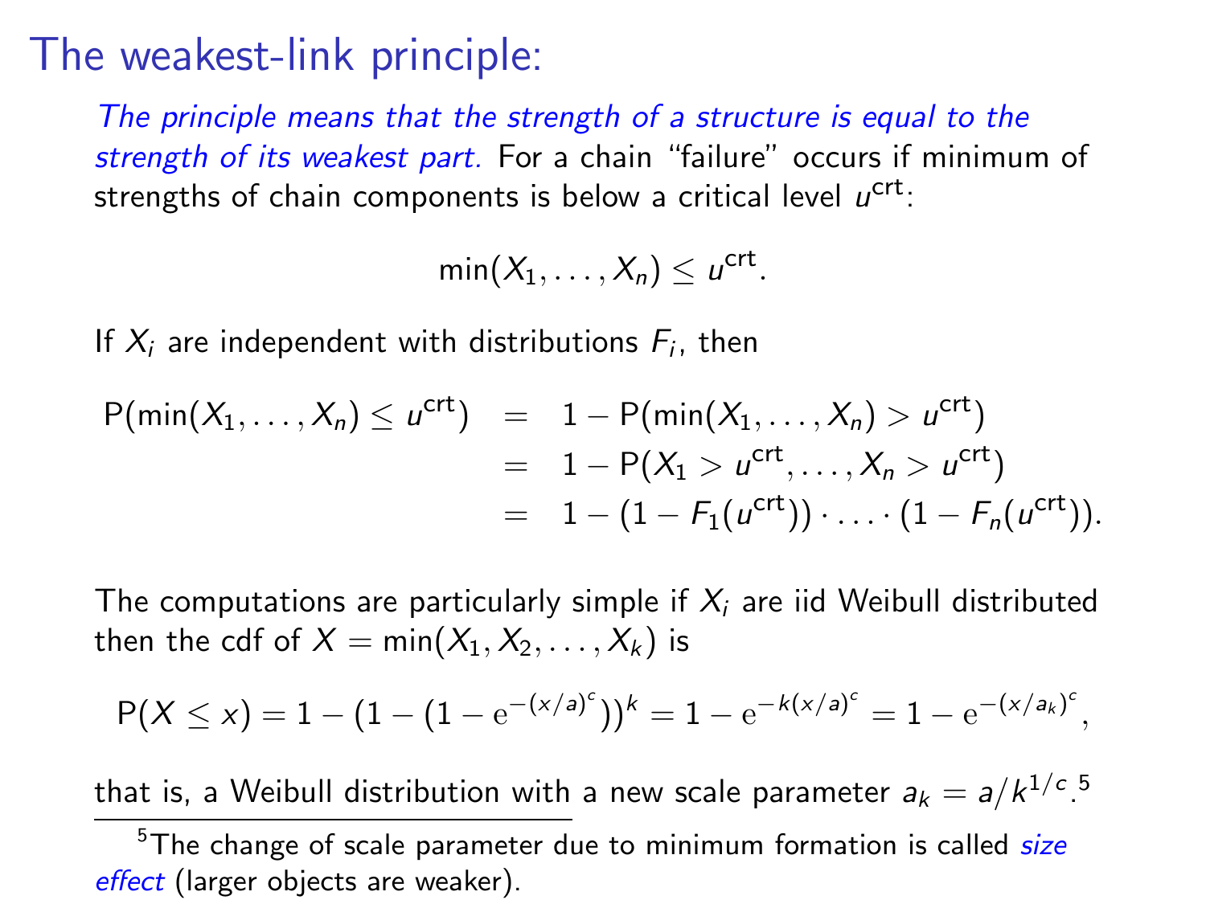# The weakest-link principle:

*The principle means that the strength of a structure is equal to the strength of its weakest part.* For a chain "failure" occurs if minimum of strengths of chain components is below a critical level $u^{\text{crt}}$:

$$\min(X_1, \dots, X_n) \le u^{\text{crt}}.$$

If $X_i$ are independent with distributions $F_i$, then

$$
\begin{aligned}
\mathrm{P}(\min(X_1, \dots, X_n) \le u^{\text{crt}}) &= 1 - \mathrm{P}(\min(X_1, \dots, X_n) > u^{\text{crt}}) \\
&= 1 - \mathrm{P}(X_1 > u^{\text{crt}}, \dots, X_n > u^{\text{crt}}) \\
&= 1 - (1 - F_1(u^{\text{crt}})) \cdot \ldots \cdot (1 - F_n(u^{\text{crt}})).
\end{aligned}
$$

The computations are particularly simple if $X_i$ are iid Weibull distributed then the cdf of $X = \min(X_1, X_2, \dots, X_k)$ is

$$\mathrm{P}(X \le x) = 1 - (1 - (1 - \mathrm{e}^{-(x/a)^c}))^k = 1 - \mathrm{e}^{-k(x/a)^c} = 1 - \mathrm{e}^{-(x/a_k)^c},$$

that is, a Weibull distribution with a new scale parameter $a_k = a/k^{1/c}$.[5]

[5] The change of scale parameter due to minimum formation is called *size effect* (larger objects are weaker).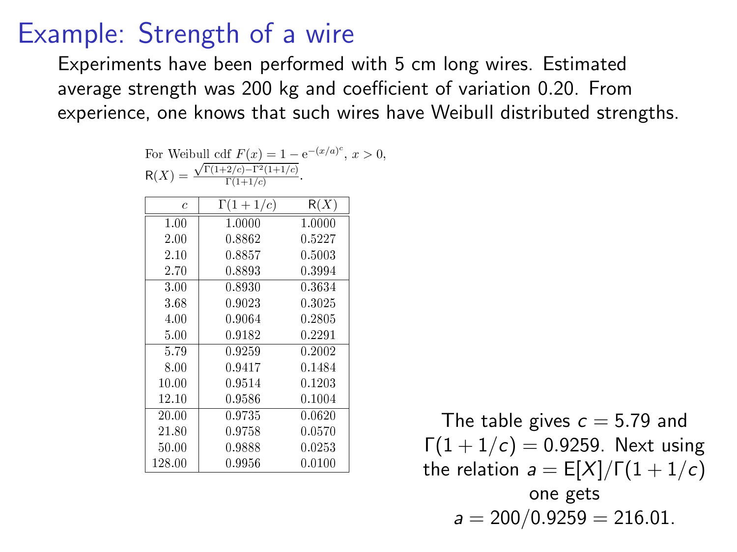# Example: Strength of a wire

Experiments have been performed with 5 cm long wires. Estimated average strength was 200 kg and coefficient of variation 0.20. From experience, one knows that such wires have Weibull distributed strengths.

For Weibull cdf $F(x) = 1 - e^{-(x/a)^c}$, $x > 0$,
$\mathsf{R}(X) = \frac{\sqrt{\Gamma(1+2/c) - \Gamma^2(1+1/c)}}{\Gamma(1+1/c)}$.

| $c$ | $\Gamma(1+1/c)$ | $\mathsf{R}(X)$ |
|---|---|---|
| 1.00 | 1.0000 | 1.0000 |
| 2.00 | 0.8862 | 0.5227 |
| 2.10 | 0.8857 | 0.5003 |
| 2.70 | 0.8893 | 0.3994 |
| 3.00 | 0.8930 | 0.3634 |
| 3.68 | 0.9023 | 0.3025 |
| 4.00 | 0.9064 | 0.2805 |
| 5.00 | 0.9182 | 0.2291 |
| 5.79 | 0.9259 | 0.2002 |
| 8.00 | 0.9417 | 0.1484 |
| 10.00 | 0.9514 | 0.1203 |
| 12.10 | 0.9586 | 0.1004 |
| 20.00 | 0.9735 | 0.0620 |
| 21.80 | 0.9758 | 0.0570 |
| 50.00 | 0.9888 | 0.0253 |
| 128.00 | 0.9956 | 0.0100 |

The table gives $c = 5.79$ and $\Gamma(1 + 1/c) = 0.9259$. Next using the relation $a = \mathsf{E}[X]/\Gamma(1 + 1/c)$ one gets
$a = 200/0.9259 = 216.01$.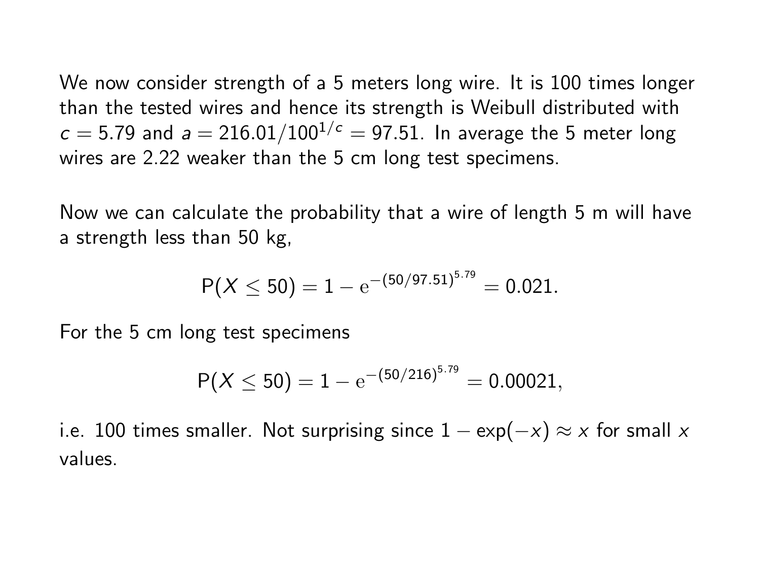We now consider strength of a 5 meters long wire. It is 100 times longer than the tested wires and hence its strength is Weibull distributed with $c = 5.79$ and $a = 216.01/100^{1/c} = 97.51$. In average the 5 meter long wires are 2.22 weaker than the 5 cm long test specimens.

Now we can calculate the probability that a wire of length 5 m will have a strength less than 50 kg,

$$\mathrm{P}(X \leq 50) = 1 - \mathrm{e}^{-(50/97.51)^{5.79}} = 0.021.$$

For the 5 cm long test specimens

$$\mathrm{P}(X \leq 50) = 1 - \mathrm{e}^{-(50/216)^{5.79}} = 0.00021,$$

i.e. 100 times smaller. Not surprising since $1 - \exp(-x) \approx x$ for small $x$ values.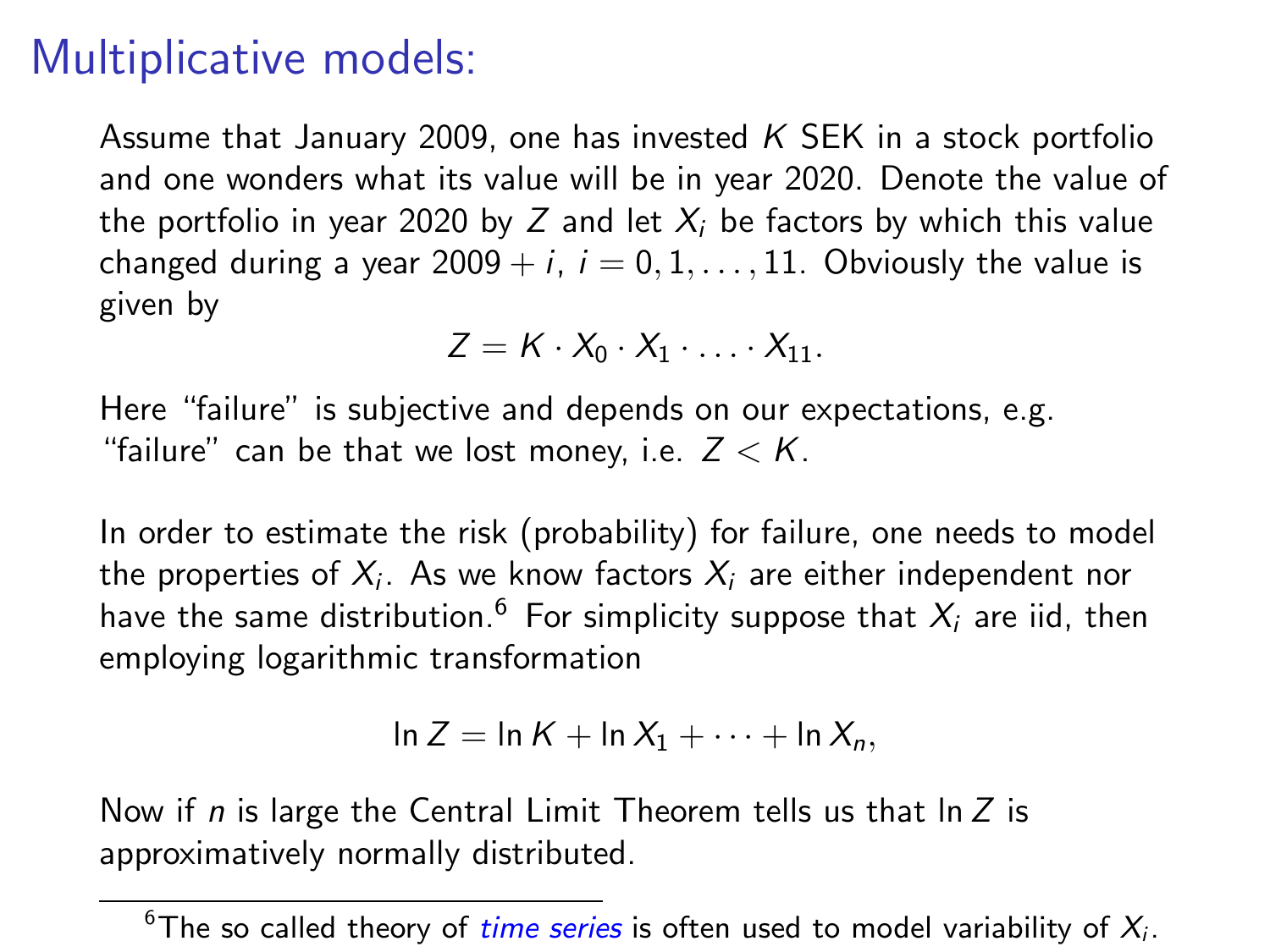# Multiplicative models:

Assume that January 2009, one has invested $K$ SEK in a stock portfolio and one wonders what its value will be in year 2020. Denote the value of the portfolio in year 2020 by $Z$ and let $X_i$ be factors by which this value changed during a year $2009 + i$, $i = 0, 1, \ldots, 11$. Obviously the value is given by

$$Z = K \cdot X_0 \cdot X_1 \cdot \ldots \cdot X_{11}.$$

Here "failure" is subjective and depends on our expectations, e.g. "failure" can be that we lost money, i.e. $Z < K$.

In order to estimate the risk (probability) for failure, one needs to model the properties of $X_i$. As we know factors $X_i$ are either independent nor have the same distribution.[6] For simplicity suppose that $X_i$ are iid, then employing logarithmic transformation

$$\ln Z = \ln K + \ln X_1 + \cdots + \ln X_n,$$

Now if $n$ is large the Central Limit Theorem tells us that $\ln Z$ is approximatively normally distributed.

[6] The so called theory of *time series* is often used to model variability of $X_i$.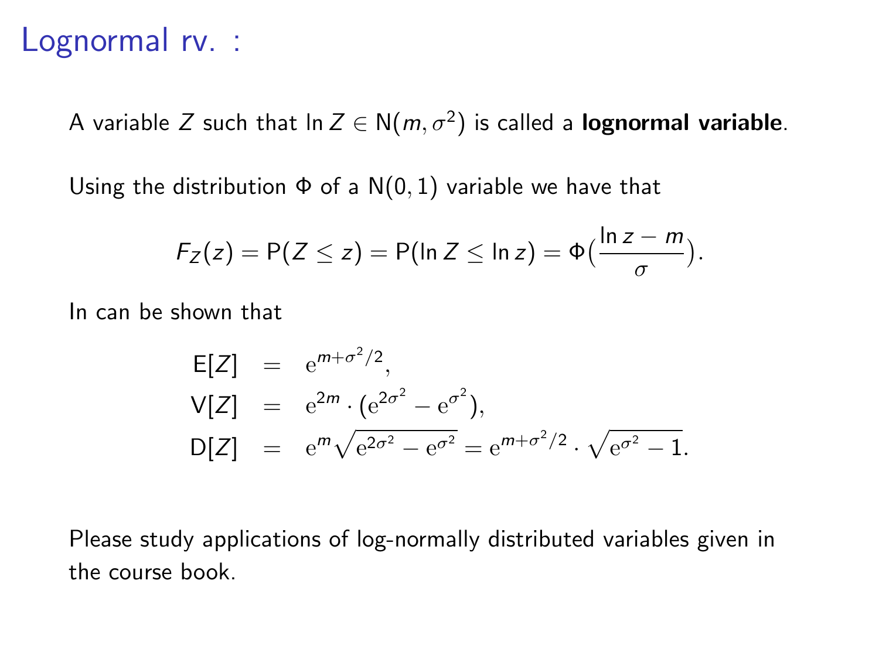# Lognormal rv. :

A variable $Z$ such that $\ln Z \in \mathsf{N}(m, \sigma^2)$ is called a **lognormal variable**.

Using the distribution $\Phi$ of a $\mathsf{N}(0,1)$ variable we have that

$$F_Z(z) = \mathsf{P}(Z \leq z) = \mathsf{P}(\ln Z \leq \ln z) = \Phi\left(\frac{\ln z - m}{\sigma}\right).$$

In can be shown that

$$
\begin{aligned}
\mathsf{E}[Z] &= \mathrm{e}^{m+\sigma^2/2}, \\
\mathsf{V}[Z] &= \mathrm{e}^{2m} \cdot (\mathrm{e}^{2\sigma^2} - \mathrm{e}^{\sigma^2}), \\
\mathsf{D}[Z] &= \mathrm{e}^{m}\sqrt{\mathrm{e}^{2\sigma^2} - \mathrm{e}^{\sigma^2}} = \mathrm{e}^{m+\sigma^2/2} \cdot \sqrt{\mathrm{e}^{\sigma^2} - 1}.
\end{aligned}
$$

Please study applications of log-normally distributed variables given in the course book.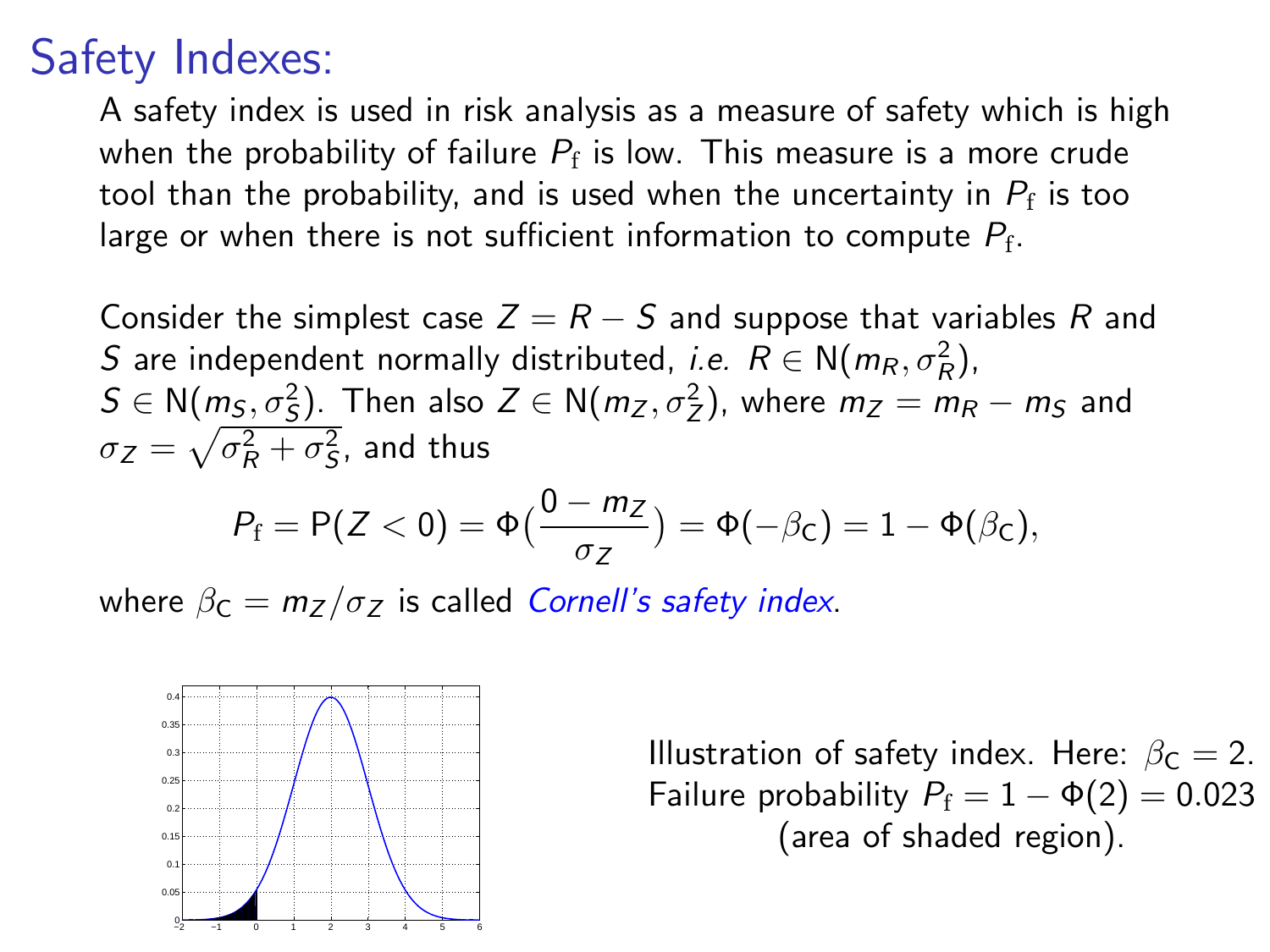# Safety Indexes:

A safety index is used in risk analysis as a measure of safety which is high when the probability of failure $P_{\mathrm{f}}$ is low. This measure is a more crude tool than the probability, and is used when the uncertainty in $P_{\mathrm{f}}$ is too large or when there is not sufficient information to compute $P_{\mathrm{f}}$.

Consider the simplest case $Z = R - S$ and suppose that variables $R$ and $S$ are independent normally distributed, *i.e.* $R \in \mathsf{N}(m_R, \sigma_R^2)$, $S \in \mathsf{N}(m_S, \sigma_S^2)$. Then also $Z \in \mathsf{N}(m_Z, \sigma_Z^2)$, where $m_Z = m_R - m_S$ and $\sigma_Z = \sqrt{\sigma_R^2 + \sigma_S^2}$, and thus

$$P_{\mathrm{f}} = \mathsf{P}(Z < 0) = \Phi\Big(\frac{0 - m_Z}{\sigma_Z}\Big) = \Phi(-\beta_{\mathsf{C}}) = 1 - \Phi(\beta_{\mathsf{C}}),$$

where $\beta_{\mathsf{C}} = m_Z/\sigma_Z$ is called *Cornell's safety index*.

0.4
0.35
0.3
0.25
0.2
0.15
0.1
0.05
0
−2 −1 0 1 2 3 4 5 6

Illustration of safety index. Here: $\beta_{\mathsf{C}} = 2$. Failure probability $P_{\mathrm{f}} = 1 - \Phi(2) = 0.023$ (area of shaded region).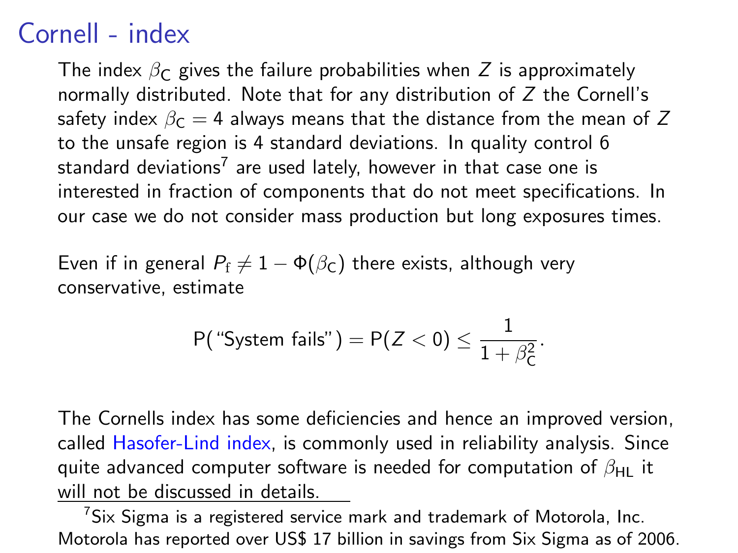# Cornell - index

The index $\beta_C$ gives the failure probabilities when $Z$ is approximately normally distributed. Note that for any distribution of $Z$ the Cornell's safety index $\beta_C = 4$ always means that the distance from the mean of $Z$ to the unsafe region is 4 standard deviations. In quality control 6 standard deviations[7] are used lately, however in that case one is interested in fraction of components that do not meet specifications. In our case we do not consider mass production but long exposures times.

Even if in general $P_f \neq 1 - \Phi(\beta_C)$ there exists, although very conservative, estimate

$$\mathsf{P}(\text{"System fails"}) = \mathsf{P}(Z < 0) \leq \frac{1}{1 + \beta_C^2}.$$

The Cornells index has some deficiencies and hence an improved version, called Hasofer-Lind index, is commonly used in reliability analysis. Since quite advanced computer software is needed for computation of $\beta_{HL}$ it will not be discussed in details.

[7] Six Sigma is a registered service mark and trademark of Motorola, Inc. Motorola has reported over US$ 17 billion in savings from Six Sigma as of 2006.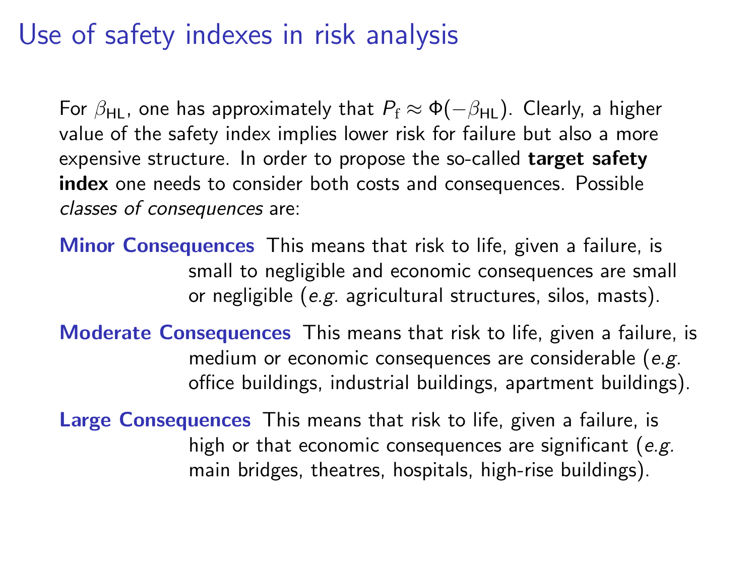# Use of safety indexes in risk analysis

For $\beta_{\mathsf{HL}}$, one has approximately that $P_{\mathrm{f}} \approx \Phi(-\beta_{\mathsf{HL}})$. Clearly, a higher value of the safety index implies lower risk for failure but also a more expensive structure. In order to propose the so-called **target safety index** one needs to consider both costs and consequences. Possible *classes of consequences* are:

**Minor Consequences** This means that risk to life, given a failure, is small to negligible and economic consequences are small or negligible (*e.g.* agricultural structures, silos, masts).

**Moderate Consequences** This means that risk to life, given a failure, is medium or economic consequences are considerable (*e.g.* office buildings, industrial buildings, apartment buildings).

**Large Consequences** This means that risk to life, given a failure, is high or that economic consequences are significant (*e.g.* main bridges, theatres, hospitals, high-rise buildings).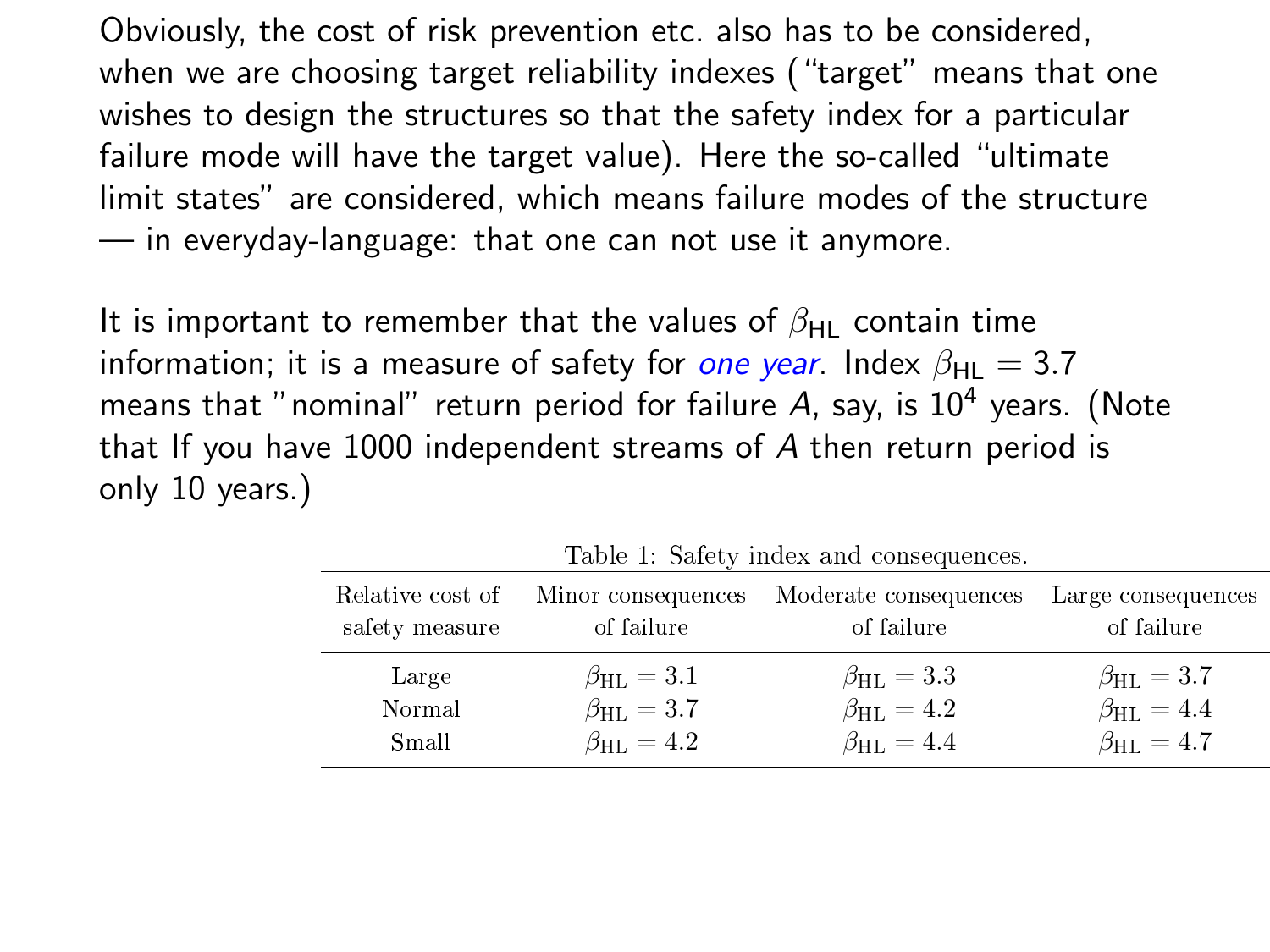Obviously, the cost of risk prevention etc. also has to be considered, when we are choosing target reliability indexes ("target" means that one wishes to design the structures so that the safety index for a particular failure mode will have the target value). Here the so-called "ultimate limit states" are considered, which means failure modes of the structure — in everyday-language: that one can not use it anymore.

It is important to remember that the values of $\beta_{\mathsf{HL}}$ contain time information; it is a measure of safety for *one year*. Index $\beta_{\mathsf{HL}} = 3.7$ means that "nominal" return period for failure $A$, say, is $10^4$ years. (Note that If you have 1000 independent streams of $A$ then return period is only 10 years.)

Table 1: Safety index and consequences.

| Relative cost of safety measure | Minor consequences of failure | Moderate consequences of failure | Large consequences of failure |
|---|---|---|---|
| Large | $\beta_{\mathrm{HL}} = 3.1$ | $\beta_{\mathrm{HL}} = 3.3$ | $\beta_{\mathrm{HL}} = 3.7$ |
| Normal | $\beta_{\mathrm{HL}} = 3.7$ | $\beta_{\mathrm{HL}} = 4.2$ | $\beta_{\mathrm{HL}} = 4.4$ |
| Small | $\beta_{\mathrm{HL}} = 4.2$ | $\beta_{\mathrm{HL}} = 4.4$ | $\beta_{\mathrm{HL}} = 4.7$ |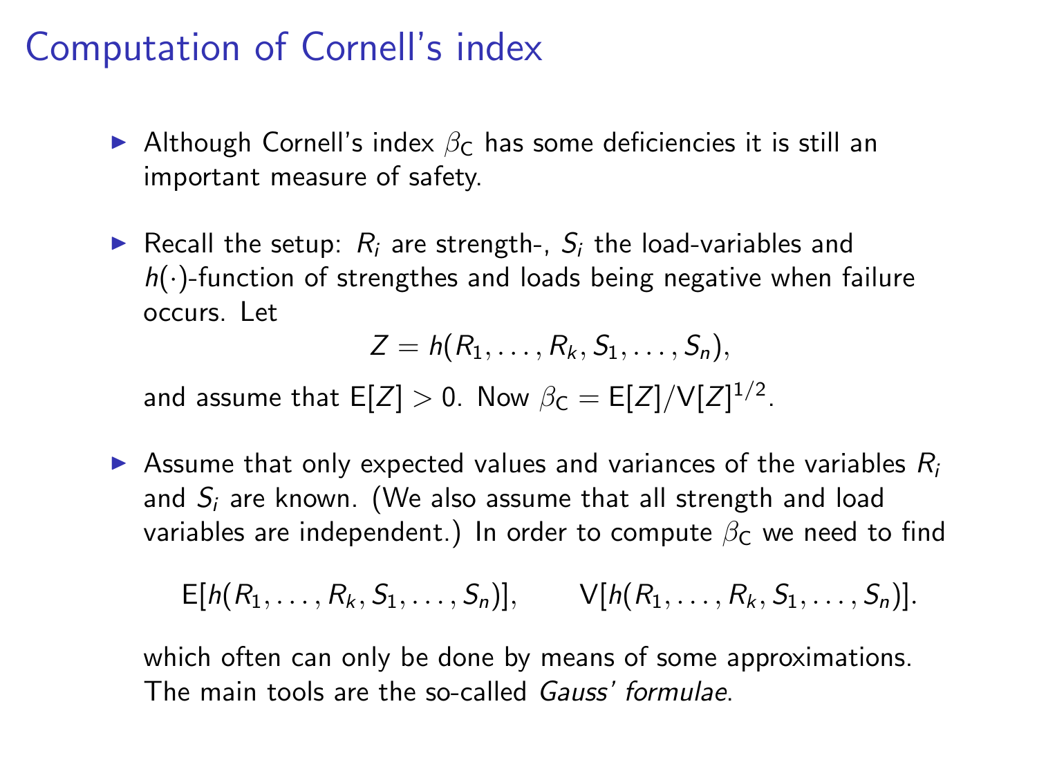# Computation of Cornell's index

- Although Cornell's index $\beta_C$ has some deficiencies it is still an important measure of safety.

- Recall the setup: $R_i$ are strength-, $S_i$ the load-variables and $h(\cdot)$-function of strengthes and loads being negative when failure occurs. Let

$$Z = h(R_1, \dots, R_k, S_1, \dots, S_n),$$

  and assume that $\mathsf{E}[Z] > 0$. Now $\beta_C = \mathsf{E}[Z]/\mathsf{V}[Z]^{1/2}$.

- Assume that only expected values and variances of the variables $R_i$ and $S_i$ are known. (We also assume that all strength and load variables are independent.) In order to compute $\beta_C$ we need to find

$$\mathsf{E}[h(R_1, \dots, R_k, S_1, \dots, S_n)], \qquad \mathsf{V}[h(R_1, \dots, R_k, S_1, \dots, S_n)].$$

  which often can only be done by means of some approximations. The main tools are the so-called *Gauss' formulae*.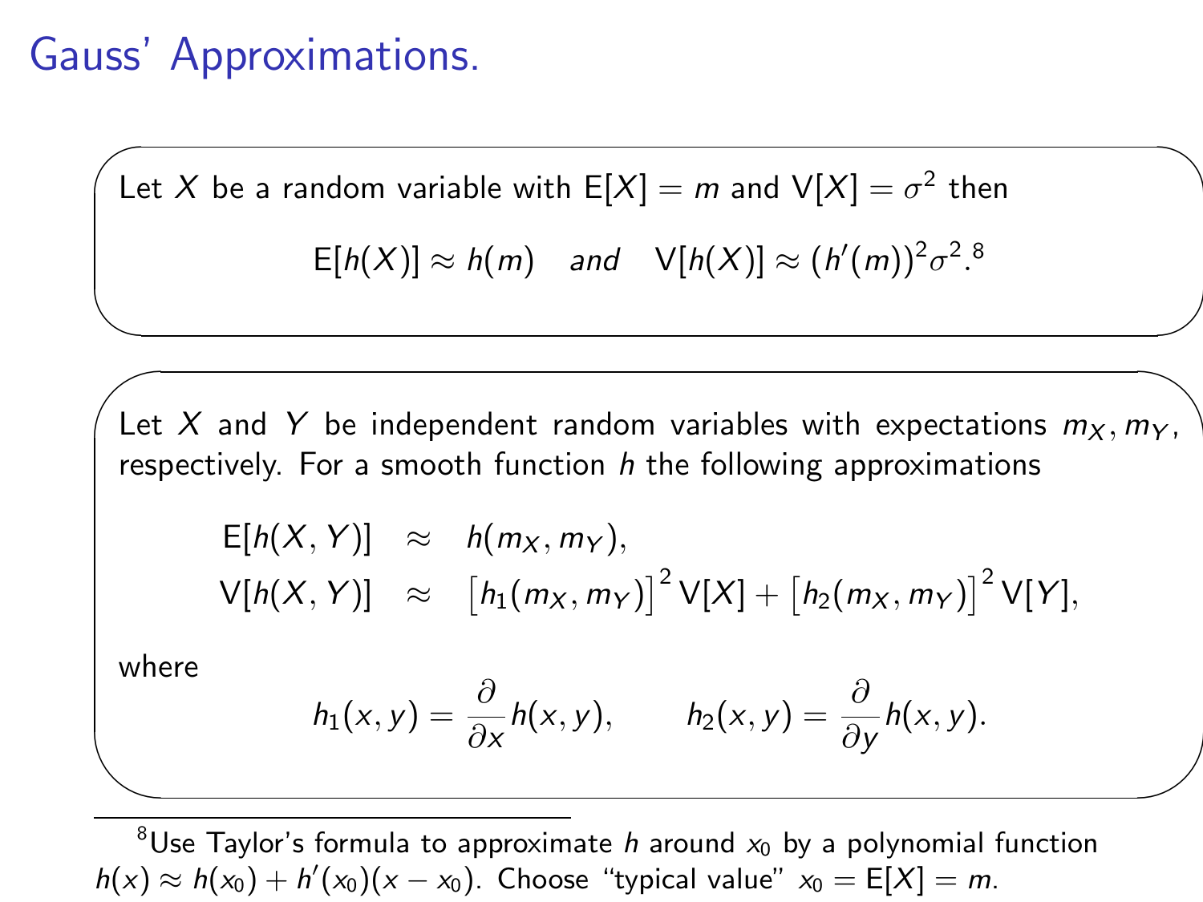# Gauss' Approximations.

Let $X$ be a random variable with $\mathsf{E}[X] = m$ and $\mathsf{V}[X] = \sigma^2$ then

$$\mathsf{E}[h(X)] \approx h(m) \quad \textit{and} \quad \mathsf{V}[h(X)] \approx (h'(m))^2\sigma^2.$$ [8]

Let $X$ and $Y$ be independent random variables with expectations $m_X, m_Y$, respectively. For a smooth function $h$ the following approximations

$$
\begin{aligned}
\mathsf{E}[h(X,Y)] &\approx h(m_X, m_Y), \\
\mathsf{V}[h(X,Y)] &\approx \left[h_1(m_X, m_Y)\right]^2 \mathsf{V}[X] + \left[h_2(m_X, m_Y)\right]^2 \mathsf{V}[Y],
\end{aligned}
$$

where

$$h_1(x,y) = \frac{\partial}{\partial x} h(x,y), \qquad h_2(x,y) = \frac{\partial}{\partial y} h(x,y).$$

---

[8] Use Taylor's formula to approximate $h$ around $x_0$ by a polynomial function $h(x) \approx h(x_0) + h'(x_0)(x - x_0)$. Choose "typical value" $x_0 = \mathsf{E}[X] = m$.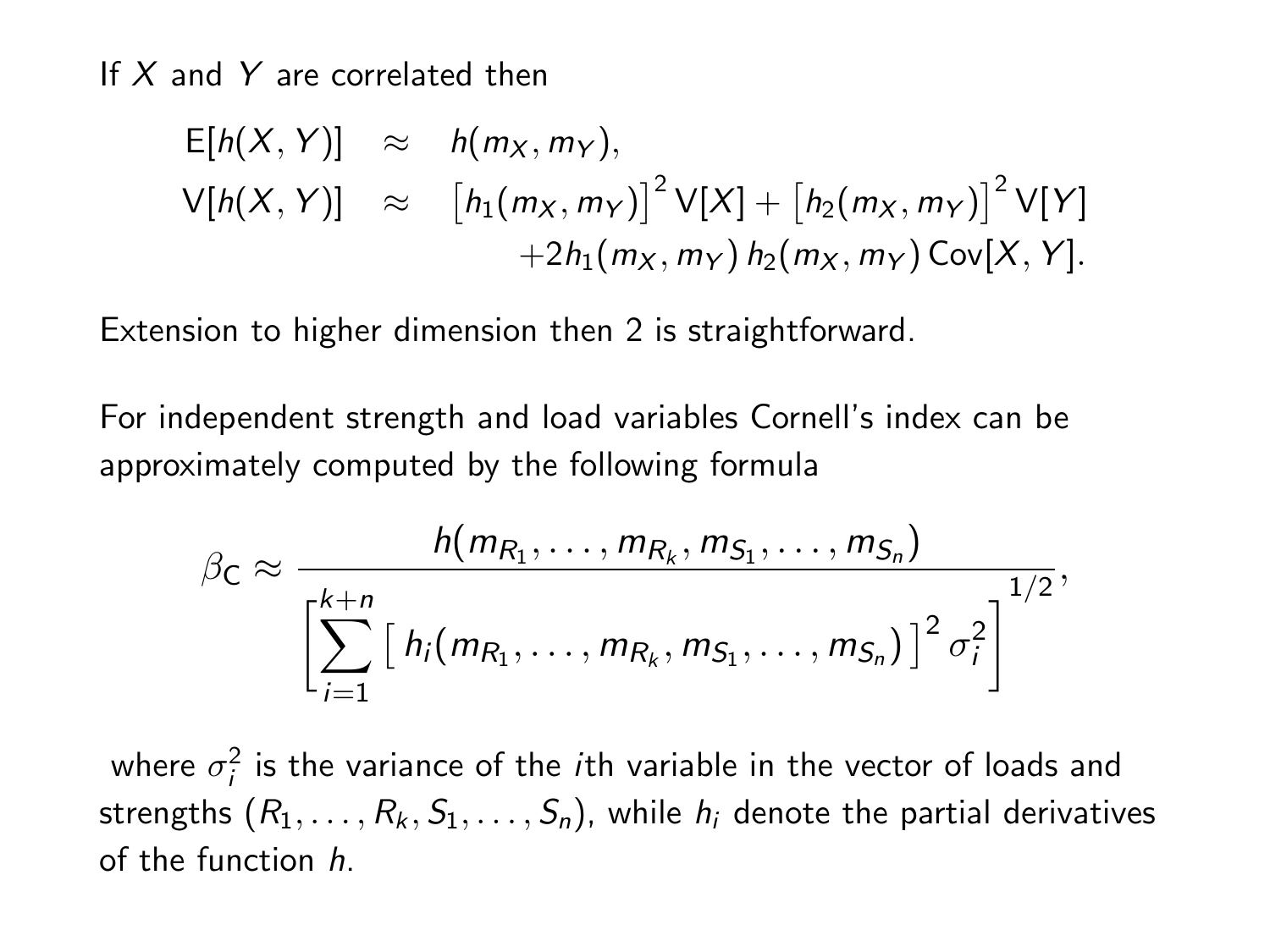If $X$ and $Y$ are correlated then

$$
\begin{aligned}
\mathsf{E}[h(X,Y)] &\approx h(m_X, m_Y),\\
\mathsf{V}[h(X,Y)] &\approx \left[h_1(m_X,m_Y)\right]^2 \mathsf{V}[X] + \left[h_2(m_X,m_Y)\right]^2 \mathsf{V}[Y]\\
&\quad + 2h_1(m_X,m_Y)\, h_2(m_X,m_Y)\, \mathsf{Cov}[X,Y].
\end{aligned}
$$

Extension to higher dimension then 2 is straightforward.

For independent strength and load variables Cornell's index can be approximately computed by the following formula

$$
\beta_{\mathsf{C}} \approx \frac{h(m_{R_1},\dots,m_{R_k},m_{S_1},\dots,m_{S_n})}{\left[\sum_{i=1}^{k+n} \left[\, h_i(m_{R_1},\dots,m_{R_k},m_{S_1},\dots,m_{S_n})\,\right]^2 \sigma_i^2\right]^{1/2}},
$$

where $\sigma_i^2$ is the variance of the $i$th variable in the vector of loads and strengths $(R_1,\dots,R_k,S_1,\dots,S_n)$, while $h_i$ denote the partial derivatives of the function $h$.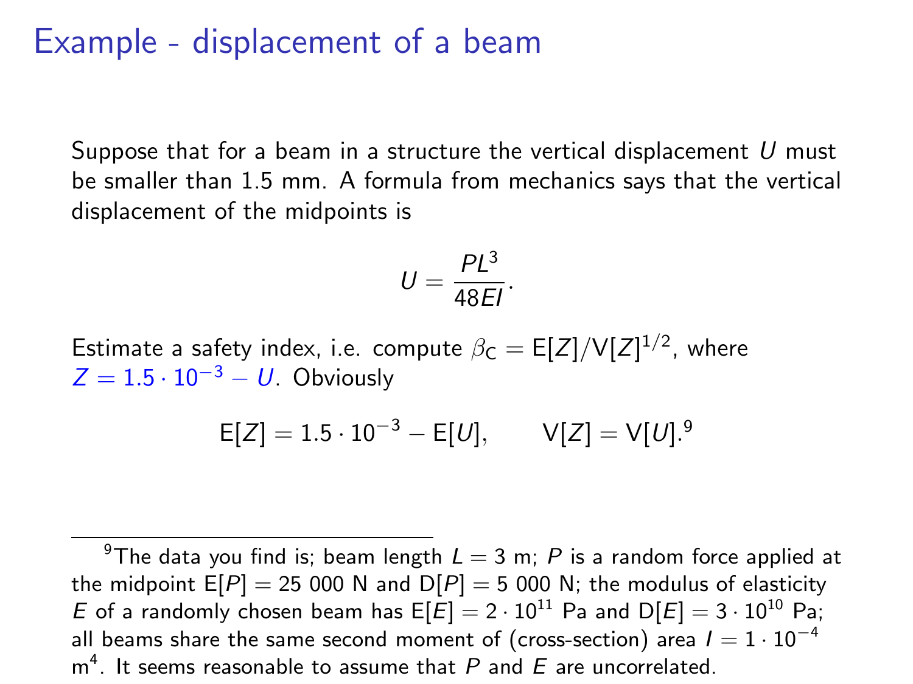# Example - displacement of a beam

Suppose that for a beam in a structure the vertical displacement $U$ must be smaller than 1.5 mm. A formula from mechanics says that the vertical displacement of the midpoints is

$$U = \frac{PL^3}{48EI}.$$

Estimate a safety index, i.e. compute $\beta_C = \mathsf{E}[Z]/\mathsf{V}[Z]^{1/2}$, where $Z = 1.5 \cdot 10^{-3} - U$. Obviously

$$\mathsf{E}[Z] = 1.5 \cdot 10^{-3} - \mathsf{E}[U], \qquad \mathsf{V}[Z] = \mathsf{V}[U].^{9}$$

---

[9] The data you find is; beam length $L = 3$ m; $P$ is a random force applied at the midpoint $\mathsf{E}[P] = 25\,000$ N and $\mathsf{D}[P] = 5\,000$ N; the modulus of elasticity $E$ of a randomly chosen beam has $\mathsf{E}[E] = 2 \cdot 10^{11}$ Pa and $\mathsf{D}[E] = 3 \cdot 10^{10}$ Pa; all beams share the same second moment of (cross-section) area $I = 1 \cdot 10^{-4}$ $\text{m}^4$. It seems reasonable to assume that $P$ and $E$ are uncorrelated.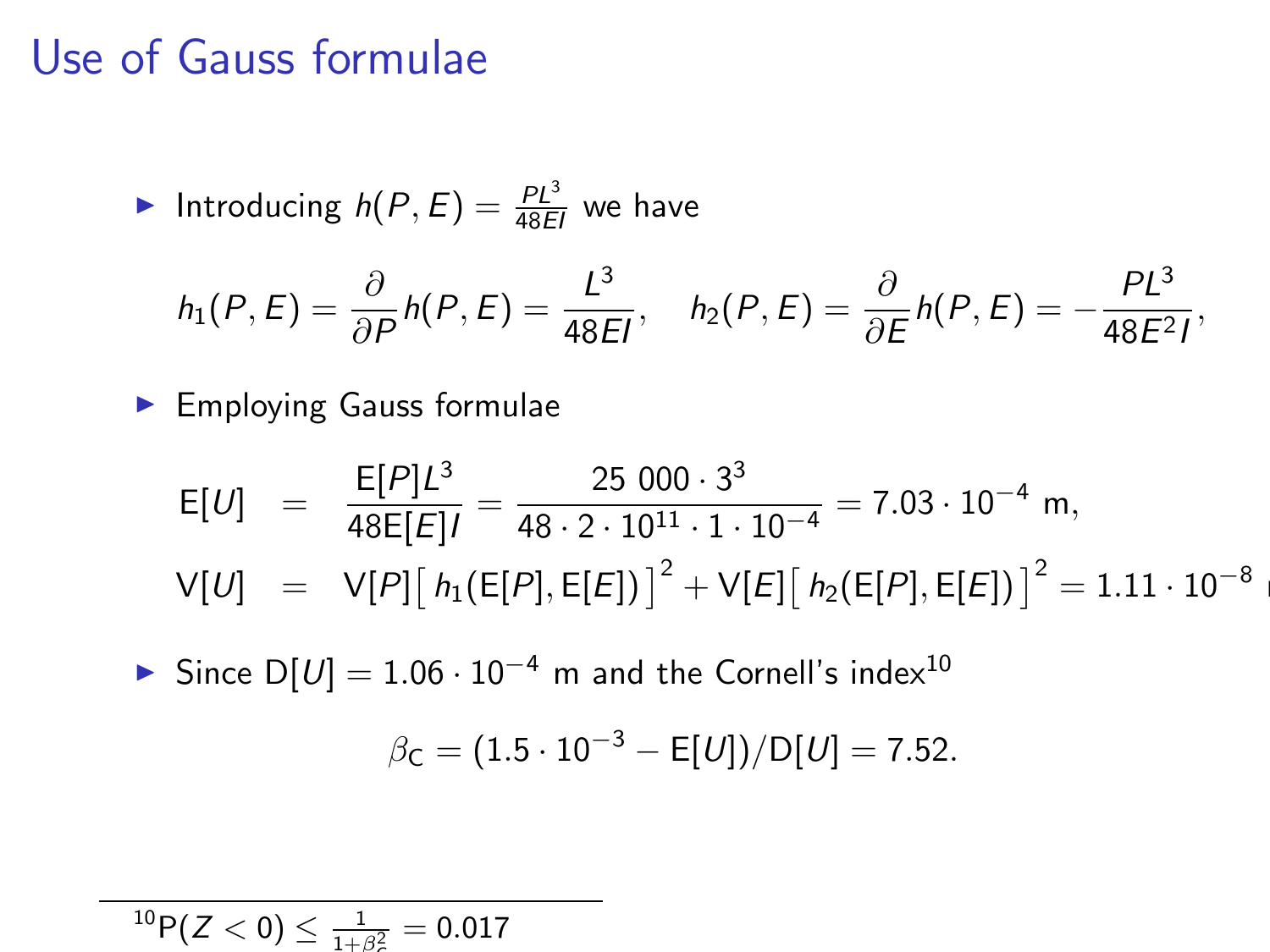# Use of Gauss formulae

- Introducing $h(P,E) = \frac{PL^3}{48EI}$ we have

$$h_1(P,E) = \frac{\partial}{\partial P} h(P,E) = \frac{L^3}{48EI}, \quad h_2(P,E) = \frac{\partial}{\partial E} h(P,E) = -\frac{PL^3}{48E^2 I},$$

- Employing Gauss formulae

$$\begin{aligned}
\mathrm{E}[U] &= \frac{\mathrm{E}[P]L^3}{48\mathrm{E}[E]I} = \frac{25\ 000 \cdot 3^3}{48 \cdot 2 \cdot 10^{11} \cdot 1 \cdot 10^{-4}} = 7.03 \cdot 10^{-4} \text{ m}, \\
\mathrm{V}[U] &= \mathrm{V}[P]\big[\, h_1(\mathrm{E}[P], \mathrm{E}[E])\,\big]^2 + \mathrm{V}[E]\big[\, h_2(\mathrm{E}[P], \mathrm{E}[E])\,\big]^2 = 1.11 \cdot 10^{-8}
\end{aligned}$$

- Since $\mathrm{D}[U] = 1.06 \cdot 10^{-4}$ m and the Cornell's index[10]

$$\beta_C = (1.5 \cdot 10^{-3} - \mathrm{E}[U])/\mathrm{D}[U] = 7.52.$$

---

[10] $\mathrm{P}(Z < 0) \leq \frac{1}{1+\beta_C^2} = 0.017$